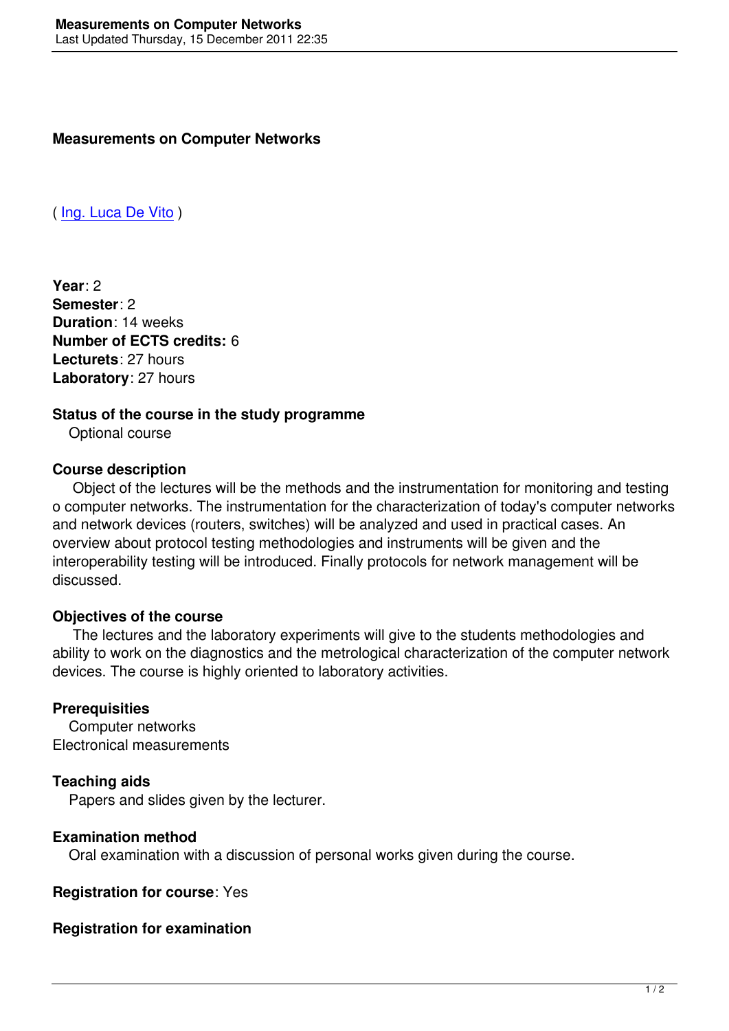# Measurements on Computer Networks

( Ing. Luca De Vito )

**Year**: 2
**Semester**: 2
**Duration**: 14 weeks
**Number of ECTS credits:** 6
**Lecturets**: 27 hours
**Laboratory**: 27 hours

**Status of the course in the study programme**

Optional course

**Course description**

Object of the lectures will be the methods and the instrumentation for monitoring and testing o computer networks. The instrumentation for the characterization of today's computer networks and network devices (routers, switches) will be analyzed and used in practical cases. An overview about protocol testing methodologies and instruments will be given and the interoperability testing will be introduced. Finally protocols for network management will be discussed.

**Objectives of the course**

The lectures and the laboratory experiments will give to the students methodologies and ability to work on the diagnostics and the metrological characterization of the computer network devices. The course is highly oriented to laboratory activities.

**Prerequisities**

Computer networks
Electronical measurements

**Teaching aids**

Papers and slides given by the lecturer.

**Examination method**

Oral examination with a discussion of personal works given during the course.

**Registration for course**: Yes

**Registration for examination**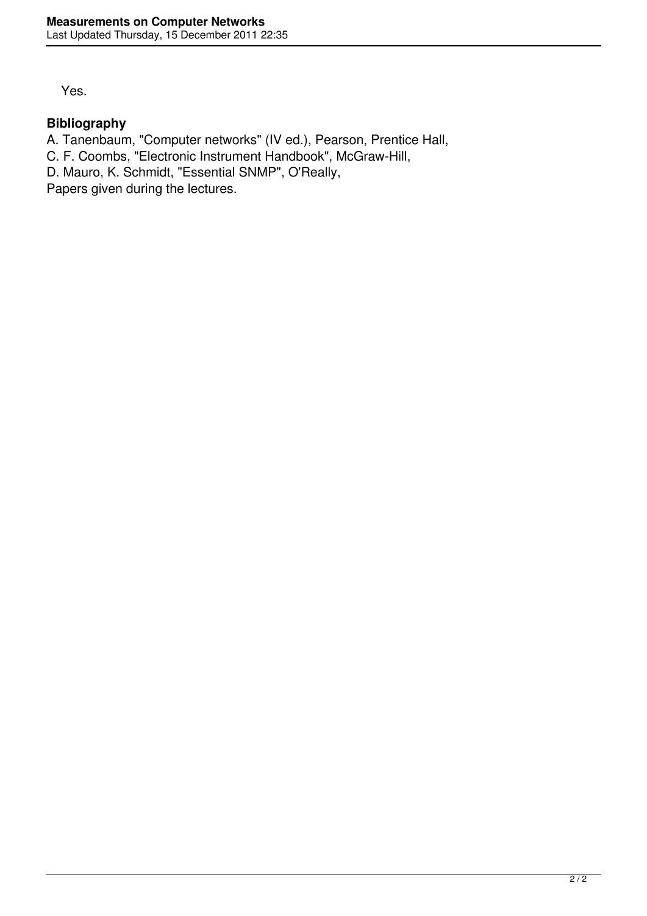Yes.

## Bibliography

A. Tanenbaum, "Computer networks" (IV ed.), Pearson, Prentice Hall,
C. F. Coombs, "Electronic Instrument Handbook", McGraw-Hill,
D. Mauro, K. Schmidt, "Essential SNMP", O'Really,
Papers given during the lectures.